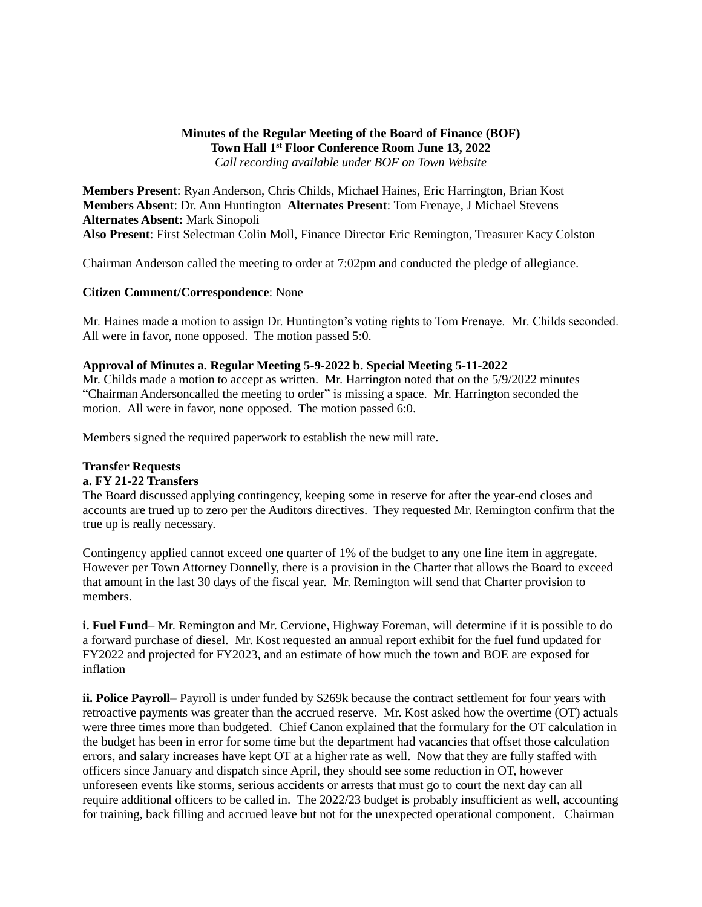**Minutes of the Regular Meeting of the Board of Finance (BOF)**
**Town Hall 1st Floor Conference Room June 13, 2022**
*Call recording available under BOF on Town Website*

**Members Present**: Ryan Anderson, Chris Childs, Michael Haines, Eric Harrington, Brian Kost
**Members Absent**: Dr. Ann Huntington **Alternates Present**: Tom Frenaye, J Michael Stevens
**Alternates Absent:** Mark Sinopoli
**Also Present**: First Selectman Colin Moll, Finance Director Eric Remington, Treasurer Kacy Colston

Chairman Anderson called the meeting to order at 7:02pm and conducted the pledge of allegiance.

**Citizen Comment/Correspondence**: None

Mr. Haines made a motion to assign Dr. Huntington's voting rights to Tom Frenaye. Mr. Childs seconded. All were in favor, none opposed. The motion passed 5:0.

**Approval of Minutes a. Regular Meeting 5-9-2022 b. Special Meeting 5-11-2022**
Mr. Childs made a motion to accept as written. Mr. Harrington noted that on the 5/9/2022 minutes "Chairman Andersoncalled the meeting to order" is missing a space. Mr. Harrington seconded the motion. All were in favor, none opposed. The motion passed 6:0.

Members signed the required paperwork to establish the new mill rate.

**Transfer Requests**
**a. FY 21-22 Transfers**
The Board discussed applying contingency, keeping some in reserve for after the year-end closes and accounts are trued up to zero per the Auditors directives. They requested Mr. Remington confirm that the true up is really necessary.

Contingency applied cannot exceed one quarter of 1% of the budget to any one line item in aggregate. However per Town Attorney Donnelly, there is a provision in the Charter that allows the Board to exceed that amount in the last 30 days of the fiscal year. Mr. Remington will send that Charter provision to members.

**i. Fuel Fund**– Mr. Remington and Mr. Cervione, Highway Foreman, will determine if it is possible to do a forward purchase of diesel. Mr. Kost requested an annual report exhibit for the fuel fund updated for FY2022 and projected for FY2023, and an estimate of how much the town and BOE are exposed for inflation

**ii. Police Payroll**– Payroll is under funded by $269k because the contract settlement for four years with retroactive payments was greater than the accrued reserve. Mr. Kost asked how the overtime (OT) actuals were three times more than budgeted. Chief Canon explained that the formulary for the OT calculation in the budget has been in error for some time but the department had vacancies that offset those calculation errors, and salary increases have kept OT at a higher rate as well. Now that they are fully staffed with officers since January and dispatch since April, they should see some reduction in OT, however unforeseen events like storms, serious accidents or arrests that must go to court the next day can all require additional officers to be called in. The 2022/23 budget is probably insufficient as well, accounting for training, back filling and accrued leave but not for the unexpected operational component. Chairman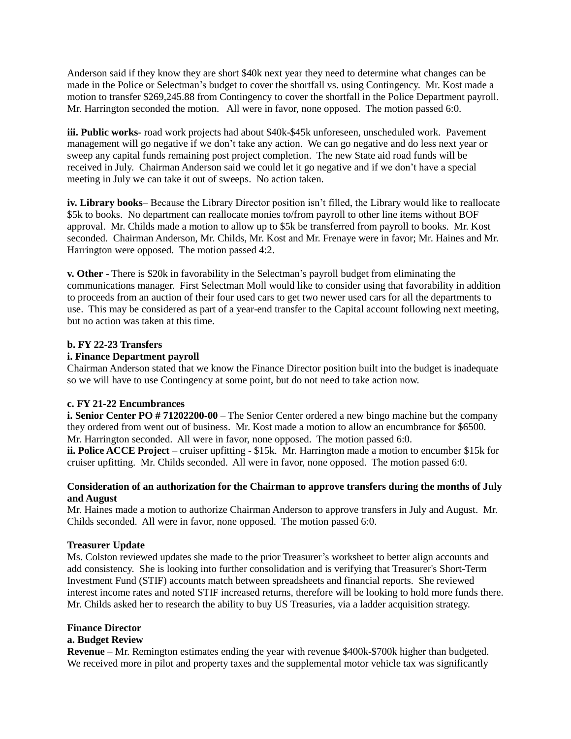Anderson said if they know they are short $40k next year they need to determine what changes can be made in the Police or Selectman's budget to cover the shortfall vs. using Contingency. Mr. Kost made a motion to transfer $269,245.88 from Contingency to cover the shortfall in the Police Department payroll. Mr. Harrington seconded the motion. All were in favor, none opposed. The motion passed 6:0.

**iii. Public works**- road work projects had about $40k-$45k unforeseen, unscheduled work. Pavement management will go negative if we don't take any action. We can go negative and do less next year or sweep any capital funds remaining post project completion. The new State aid road funds will be received in July. Chairman Anderson said we could let it go negative and if we don't have a special meeting in July we can take it out of sweeps. No action taken.

**iv. Library books**– Because the Library Director position isn't filled, the Library would like to reallocate $5k to books. No department can reallocate monies to/from payroll to other line items without BOF approval. Mr. Childs made a motion to allow up to $5k be transferred from payroll to books. Mr. Kost seconded. Chairman Anderson, Mr. Childs, Mr. Kost and Mr. Frenaye were in favor; Mr. Haines and Mr. Harrington were opposed. The motion passed 4:2.

**v. Other** - There is $20k in favorability in the Selectman's payroll budget from eliminating the communications manager. First Selectman Moll would like to consider using that favorability in addition to proceeds from an auction of their four used cars to get two newer used cars for all the departments to use. This may be considered as part of a year-end transfer to the Capital account following next meeting, but no action was taken at this time.

**b. FY 22-23 Transfers**

**i. Finance Department payroll**

Chairman Anderson stated that we know the Finance Director position built into the budget is inadequate so we will have to use Contingency at some point, but do not need to take action now.

**c. FY 21-22 Encumbrances**

**i. Senior Center PO # 71202200-00** – The Senior Center ordered a new bingo machine but the company they ordered from went out of business. Mr. Kost made a motion to allow an encumbrance for $6500. Mr. Harrington seconded. All were in favor, none opposed. The motion passed 6:0.

**ii. Police ACCE Project** – cruiser upfitting - $15k. Mr. Harrington made a motion to encumber $15k for cruiser upfitting. Mr. Childs seconded. All were in favor, none opposed. The motion passed 6:0.

**Consideration of an authorization for the Chairman to approve transfers during the months of July and August**

Mr. Haines made a motion to authorize Chairman Anderson to approve transfers in July and August. Mr. Childs seconded. All were in favor, none opposed. The motion passed 6:0.

**Treasurer Update**

Ms. Colston reviewed updates she made to the prior Treasurer's worksheet to better align accounts and add consistency. She is looking into further consolidation and is verifying that Treasurer's Short-Term Investment Fund (STIF) accounts match between spreadsheets and financial reports. She reviewed interest income rates and noted STIF increased returns, therefore will be looking to hold more funds there. Mr. Childs asked her to research the ability to buy US Treasuries, via a ladder acquisition strategy.

**Finance Director**

**a. Budget Review**

**Revenue** – Mr. Remington estimates ending the year with revenue $400k-$700k higher than budgeted. We received more in pilot and property taxes and the supplemental motor vehicle tax was significantly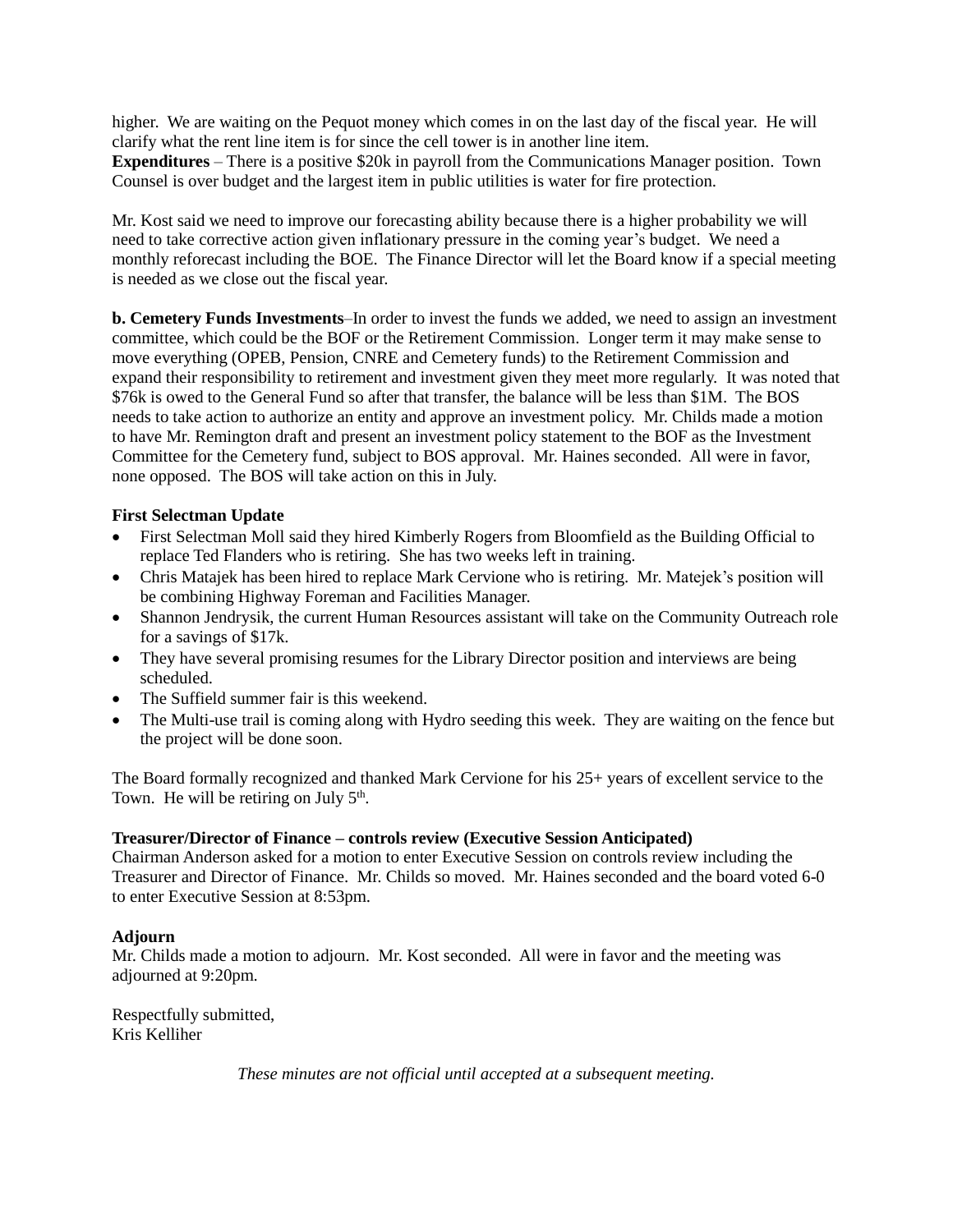higher. We are waiting on the Pequot money which comes in on the last day of the fiscal year. He will clarify what the rent line item is for since the cell tower is in another line item.
**Expenditures** – There is a positive $20k in payroll from the Communications Manager position. Town Counsel is over budget and the largest item in public utilities is water for fire protection.

Mr. Kost said we need to improve our forecasting ability because there is a higher probability we will need to take corrective action given inflationary pressure in the coming year's budget. We need a monthly reforecast including the BOE. The Finance Director will let the Board know if a special meeting is needed as we close out the fiscal year.

**b. Cemetery Funds Investments**–In order to invest the funds we added, we need to assign an investment committee, which could be the BOF or the Retirement Commission. Longer term it may make sense to move everything (OPEB, Pension, CNRE and Cemetery funds) to the Retirement Commission and expand their responsibility to retirement and investment given they meet more regularly. It was noted that $76k is owed to the General Fund so after that transfer, the balance will be less than $1M. The BOS needs to take action to authorize an entity and approve an investment policy. Mr. Childs made a motion to have Mr. Remington draft and present an investment policy statement to the BOF as the Investment Committee for the Cemetery fund, subject to BOS approval. Mr. Haines seconded. All were in favor, none opposed. The BOS will take action on this in July.

**First Selectman Update**

- First Selectman Moll said they hired Kimberly Rogers from Bloomfield as the Building Official to replace Ted Flanders who is retiring. She has two weeks left in training.
- Chris Matajek has been hired to replace Mark Cervione who is retiring. Mr. Matejek's position will be combining Highway Foreman and Facilities Manager.
- Shannon Jendrysik, the current Human Resources assistant will take on the Community Outreach role for a savings of $17k.
- They have several promising resumes for the Library Director position and interviews are being scheduled.
- The Suffield summer fair is this weekend.
- The Multi-use trail is coming along with Hydro seeding this week. They are waiting on the fence but the project will be done soon.

The Board formally recognized and thanked Mark Cervione for his 25+ years of excellent service to the Town. He will be retiring on July 5th.

**Treasurer/Director of Finance – controls review (Executive Session Anticipated)**
Chairman Anderson asked for a motion to enter Executive Session on controls review including the Treasurer and Director of Finance. Mr. Childs so moved. Mr. Haines seconded and the board voted 6-0 to enter Executive Session at 8:53pm.

**Adjourn**
Mr. Childs made a motion to adjourn. Mr. Kost seconded. All were in favor and the meeting was adjourned at 9:20pm.

Respectfully submitted,
Kris Kelliher

*These minutes are not official until accepted at a subsequent meeting.*